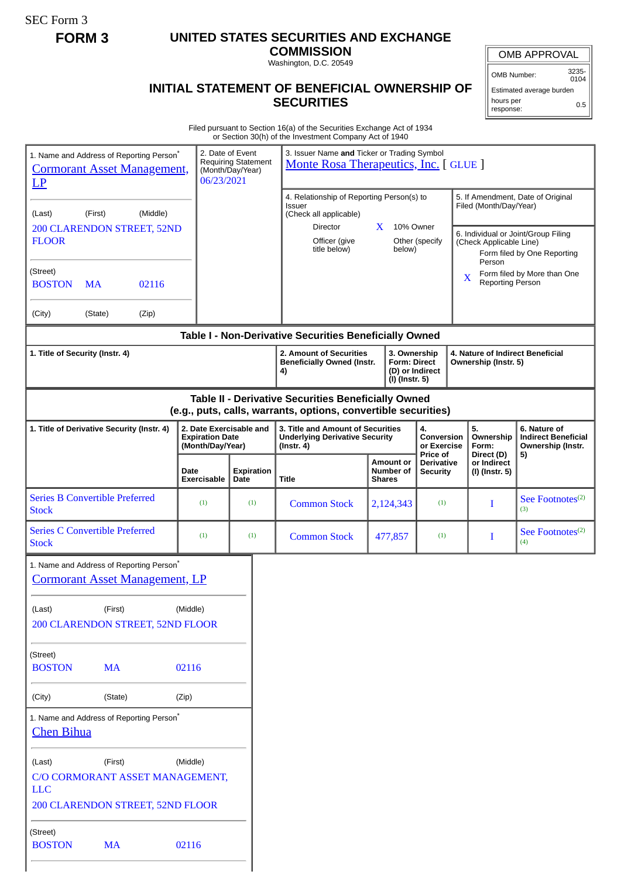SEC Form 3

**FORM 3**

# UNITED STATES SECURITIES AND EXCHANGE COMMISSION

Washington, D.C. 20549

## INITIAL STATEMENT OF BENEFICIAL OWNERSHIP OF SECURITIES

| OMB APPROVAL | |
|---|---|
| OMB Number: | 3235-0104 |
| Estimated average burden | |
| hours per response: | 0.5 |

Filed pursuant to Section 16(a) of the Securities Exchange Act of 1934
or Section 30(h) of the Investment Company Act of 1940

1. Name and Address of Reporting Person*
Cormorant Asset Management, LP

(Last) (First) (Middle)
200 CLARENDON STREET, 52ND FLOOR

(Street)
BOSTON MA 02116

(City) (State) (Zip)

2. Date of Event Requiring Statement (Month/Day/Year)
06/23/2021

3. Issuer Name **and** Ticker or Trading Symbol
Monte Rosa Therapeutics, Inc. [ GLUE ]

4. Relationship of Reporting Person(s) to Issuer
(Check all applicable)

| | Director | X | 10% Owner |
|---|---|---|---|
| | Officer (give title below) | | Other (specify below) |

5. If Amendment, Date of Original Filed (Month/Day/Year)

6. Individual or Joint/Group Filing (Check Applicable Line)

| | Form filed by One Reporting Person |
|---|---|
| X | Form filed by More than One Reporting Person |

### Table I - Non-Derivative Securities Beneficially Owned

| 1. Title of Security (Instr. 4) | 2. Amount of Securities Beneficially Owned (Instr. 4) | 3. Ownership Form: Direct (D) or Indirect (I) (Instr. 5) | 4. Nature of Indirect Beneficial Ownership (Instr. 5) |
|---|---|---|---|

### Table II - Derivative Securities Beneficially Owned
### (e.g., puts, calls, warrants, options, convertible securities)

| 1. Title of Derivative Security (Instr. 4) | 2. Date Exercisable and Expiration Date (Month/Day/Year) | | 3. Title and Amount of Securities Underlying Derivative Security (Instr. 4) | | 4. Conversion or Exercise Price of Derivative Security | 5. Ownership Form: Direct (D) or Indirect (I) (Instr. 5) | 6. Nature of Indirect Beneficial Ownership (Instr. 5) |
|---|---|---|---|---|---|---|---|
| | Date Exercisable | Expiration Date | Title | Amount or Number of Shares | | | |
| Series B Convertible Preferred Stock | (1) | (1) | Common Stock | 2,124,343 | (1) | I | See Footnotes[(2)] [(3)] |
| Series C Convertible Preferred Stock | (1) | (1) | Common Stock | 477,857 | (1) | I | See Footnotes[(2)] [(4)] |

1. Name and Address of Reporting Person*
Cormorant Asset Management, LP

(Last) (First) (Middle)
200 CLARENDON STREET, 52ND FLOOR

(Street)
BOSTON MA 02116

(City) (State) (Zip)

1. Name and Address of Reporting Person*
Chen Bihua

(Last) (First) (Middle)
C/O CORMORANT ASSET MANAGEMENT, LLC
200 CLARENDON STREET, 52ND FLOOR

(Street)
BOSTON MA 02116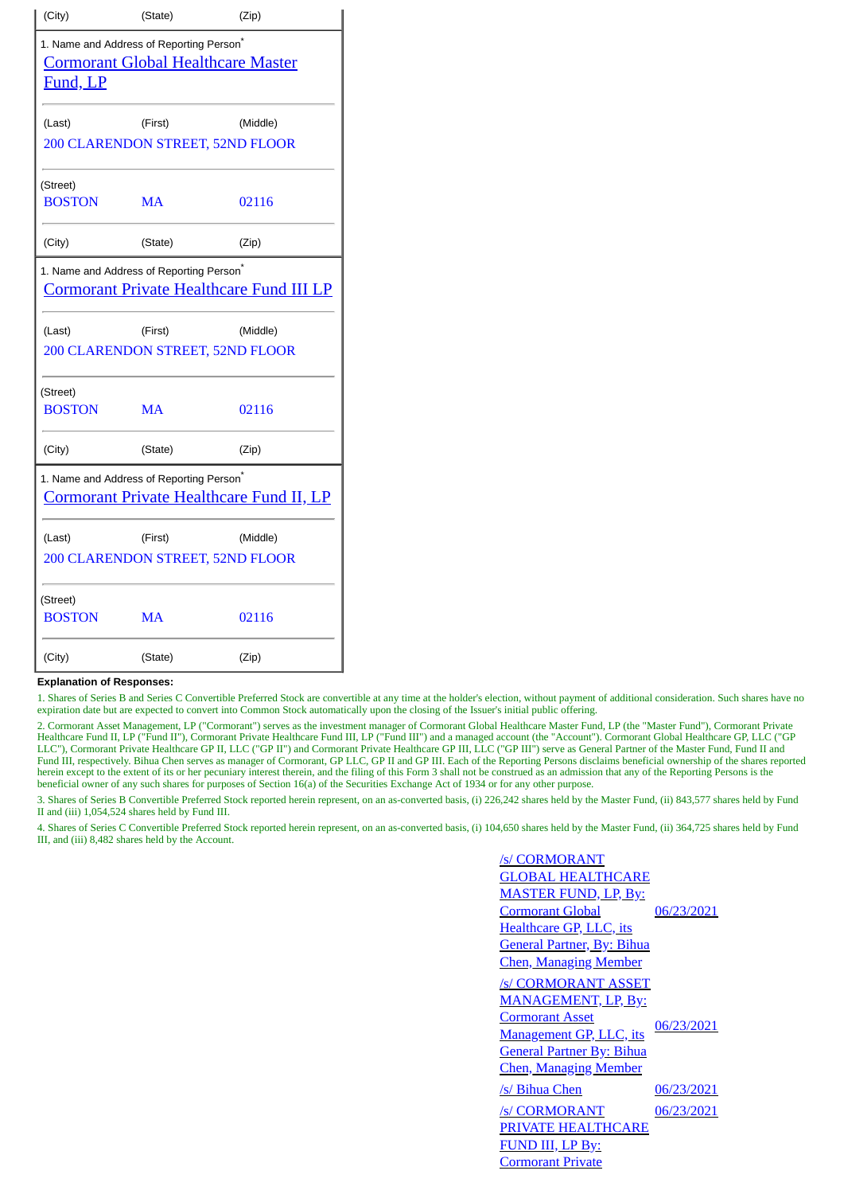| (City) | (State) | (Zip) |
|---|---|---|

| 1. Name and Address of Reporting Person* | | |
|---|---|---|
| Cormorant Global Healthcare Master Fund, LP | | |
| (Last) | (First) | (Middle) |
| 200 CLARENDON STREET, 52ND FLOOR | | |
| (Street) | | |
| BOSTON | MA | 02116 |
| (City) | (State) | (Zip) |

| 1. Name and Address of Reporting Person* | | |
|---|---|---|
| Cormorant Private Healthcare Fund III LP | | |
| (Last) | (First) | (Middle) |
| 200 CLARENDON STREET, 52ND FLOOR | | |
| (Street) | | |
| BOSTON | MA | 02116 |
| (City) | (State) | (Zip) |

| 1. Name and Address of Reporting Person* | | |
|---|---|---|
| Cormorant Private Healthcare Fund II, LP | | |
| (Last) | (First) | (Middle) |
| 200 CLARENDON STREET, 52ND FLOOR | | |
| (Street) | | |
| BOSTON | MA | 02116 |
| (City) | (State) | (Zip) |

**Explanation of Responses:**

1. Shares of Series B and Series C Convertible Preferred Stock are convertible at any time at the holder's election, without payment of additional consideration. Such shares have no expiration date but are expected to convert into Common Stock automatically upon the closing of the Issuer's initial public offering.

2. Cormorant Asset Management, LP ("Cormorant") serves as the investment manager of Cormorant Global Healthcare Master Fund, LP (the "Master Fund"), Cormorant Private Healthcare Fund II, LP ("Fund II"), Cormorant Private Healthcare Fund III, LP ("Fund III") and a managed account (the "Account"). Cormorant Global Healthcare GP, LLC ("GP LLC"), Cormorant Private Healthcare GP II, LLC ("GP II") and Cormorant Private Healthcare GP III, LLC ("GP III") serve as General Partner of the Master Fund, Fund II and Fund III, respectively. Bihua Chen serves as manager of Cormorant, GP LLC, GP II and GP III. Each of the Reporting Persons disclaims beneficial ownership of the shares reported herein except to the extent of its or her pecuniary interest therein, and the filing of this Form 3 shall not be construed as an admission that any of the Reporting Persons is the beneficial owner of any such shares for purposes of Section 16(a) of the Securities Exchange Act of 1934 or for any other purpose.

3. Shares of Series B Convertible Preferred Stock reported herein represent, on an as-converted basis, (i) 226,242 shares held by the Master Fund, (ii) 843,577 shares held by Fund II and (iii) 1,054,524 shares held by Fund III.

4. Shares of Series C Convertible Preferred Stock reported herein represent, on an as-converted basis, (i) 104,650 shares held by the Master Fund, (ii) 364,725 shares held by Fund III, and (iii) 8,482 shares held by the Account.

| | |
|---|---|
| /s/ CORMORANT GLOBAL HEALTHCARE MASTER FUND, LP, By: Cormorant Global Healthcare GP, LLC, its General Partner, By: Bihua Chen, Managing Member | 06/23/2021 |
| /s/ CORMORANT ASSET MANAGEMENT, LP, By: Cormorant Asset Management GP, LLC, its General Partner By: Bihua Chen, Managing Member | 06/23/2021 |
| /s/ Bihua Chen | 06/23/2021 |
| /s/ CORMORANT PRIVATE HEALTHCARE FUND III, LP By: Cormorant Private | 06/23/2021 |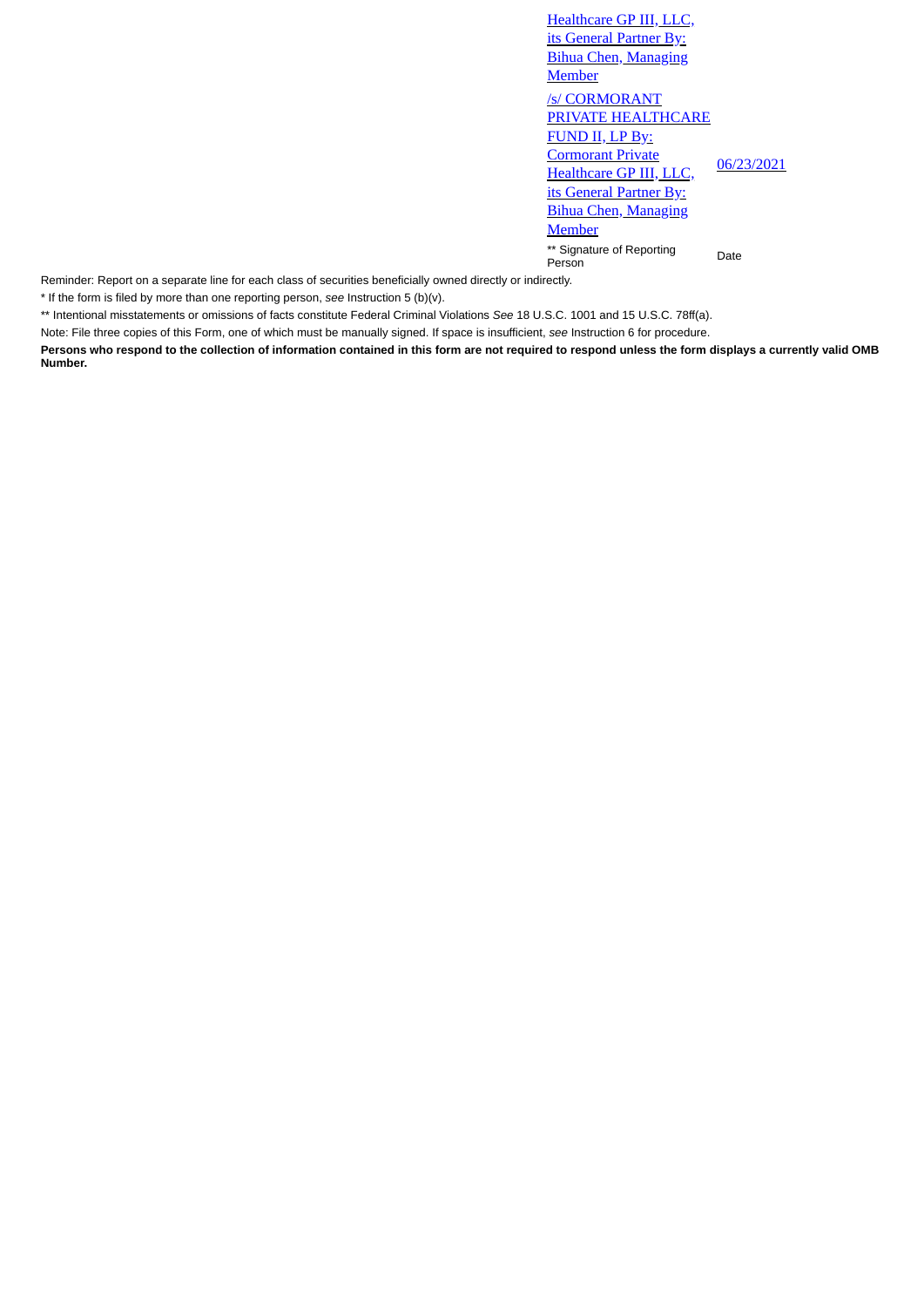| | |
|---|---|
| Healthcare GP III, LLC, its General Partner By: Bihua Chen, Managing Member | |
| /s/ CORMORANT PRIVATE HEALTHCARE FUND II, LP By: Cormorant Private Healthcare GP III, LLC, its General Partner By: Bihua Chen, Managing Member | 06/23/2021 |
| ** Signature of Reporting Person | Date |

Reminder: Report on a separate line for each class of securities beneficially owned directly or indirectly.

* If the form is filed by more than one reporting person, *see* Instruction 5 (b)(v).

** Intentional misstatements or omissions of facts constitute Federal Criminal Violations *See* 18 U.S.C. 1001 and 15 U.S.C. 78ff(a).

Note: File three copies of this Form, one of which must be manually signed. If space is insufficient, *see* Instruction 6 for procedure.

**Persons who respond to the collection of information contained in this form are not required to respond unless the form displays a currently valid OMB Number.**